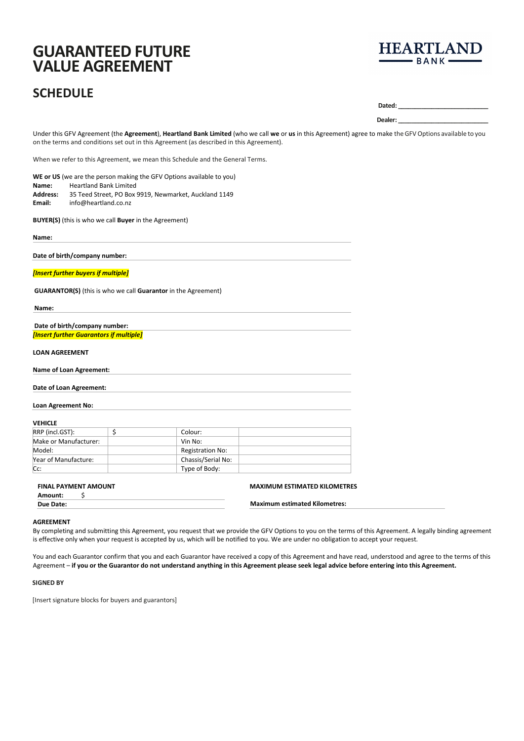# GUARANTEED FUTURE VALUE AGREEMENT

HEARTLAND BANK

## SCHEDULE

**Dated:** ____________________

**Dealer:** ____________________

Under this GFV Agreement (the **Agreement**), **Heartland Bank Limited** (who we call **we** or **us** in this Agreement) agree to make the GFV Options available to you on the terms and conditions set out in this Agreement (as described in this Agreement).

When we refer to this Agreement, we mean this Schedule and the General Terms.

**WE or US** (we are the person making the GFV Options available to you)
**Name:** Heartland Bank Limited
**Address:** 35 Teed Street, PO Box 9919, Newmarket, Auckland 1149
**Email:** info@heartland.co.nz

**BUYER(S)** (this is who we call **Buyer** in the Agreement)

**Name:**

**Date of birth/company number:**

***[Insert further buyers if multiple]***

**GUARANTOR(S)** (this is who we call **Guarantor** in the Agreement)

**Name:**

**Date of birth/company number:**

***[Insert further Guarantors if multiple]***

**LOAN AGREEMENT**

**Name of Loan Agreement:**

**Date of Loan Agreement:**

**Loan Agreement No:**

**VEHICLE**

| | | | |
|---|---|---|---|
| RRP (incl.GST): | $ | Colour: | |
| Make or Manufacturer: | | Vin No: | |
| Model: | | Registration No: | |
| Year of Manufacture: | | Chassis/Serial No: | |
| Cc: | | Type of Body: | |

**FINAL PAYMENT AMOUNT**

**Amount:** $

**Due Date:**

**MAXIMUM ESTIMATED KILOMETRES**

**Maximum estimated Kilometres:**

**AGREEMENT**

By completing and submitting this Agreement, you request that we provide the GFV Options to you on the terms of this Agreement. A legally binding agreement is effective only when your request is accepted by us, which will be notified to you. We are under no obligation to accept your request.

You and each Guarantor confirm that you and each Guarantor have received a copy of this Agreement and have read, understood and agree to the terms of this Agreement – **if you or the Guarantor do not understand anything in this Agreement please seek legal advice before entering into this Agreement.**

**SIGNED BY**

[Insert signature blocks for buyers and guarantors]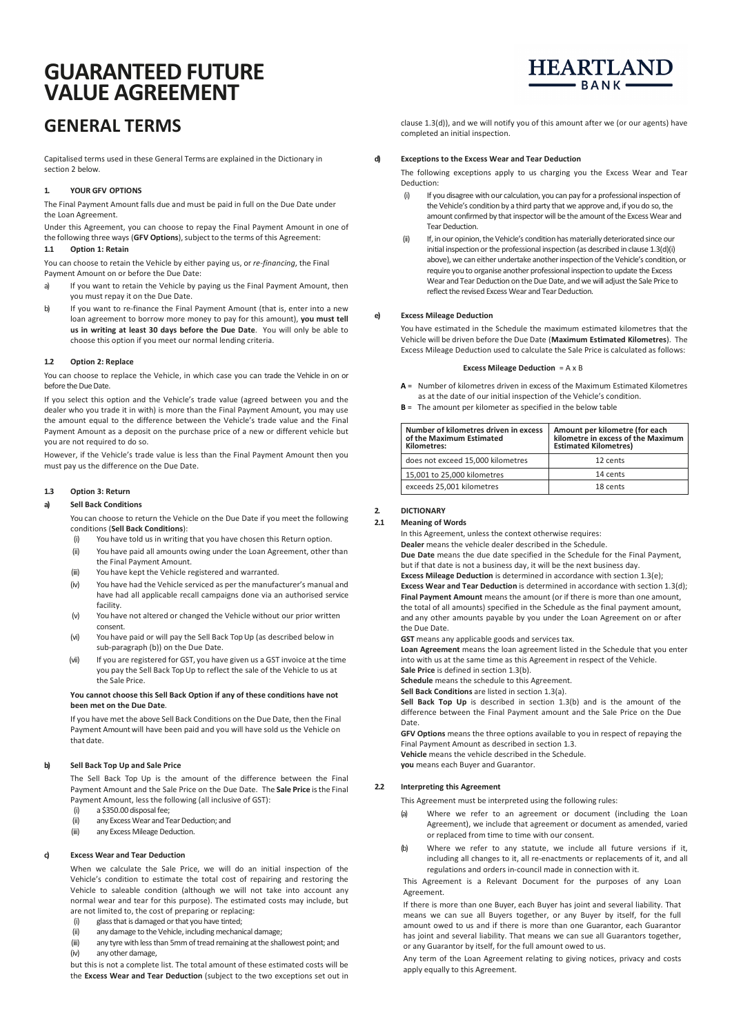# GUARANTEED FUTURE VALUE AGREEMENT

HEARTLAND BANK

# GENERAL TERMS

Capitalised terms used in these General Terms are explained in the Dictionary in section 2 below.

## 1. YOUR GFV OPTIONS

The Final Payment Amount falls due and must be paid in full on the Due Date under the Loan Agreement.

Under this Agreement, you can choose to repay the Final Payment Amount in one of the following three ways (**GFV Options**), subject to the terms of this Agreement:

### 1.1 Option 1: Retain

You can choose to retain the Vehicle by either paying us, or *re-financing*, the Final Payment Amount on or before the Due Date:

a) If you want to retain the Vehicle by paying us the Final Payment Amount, then you must repay it on the Due Date.

b) If you want to re-finance the Final Payment Amount (that is, enter into a new loan agreement to borrow more money to pay for this amount), **you must tell us in writing at least 30 days before the Due Date**. You will only be able to choose this option if you meet our normal lending criteria.

### 1.2 Option 2: Replace

You can choose to replace the Vehicle, in which case you can trade the Vehicle in on or before the Due Date.

If you select this option and the Vehicle's trade value (agreed between you and the dealer who you trade it in with) is more than the Final Payment Amount, you may use the amount equal to the difference between the Vehicle's trade value and the Final Payment Amount as a deposit on the purchase price of a new or different vehicle but you are not required to do so.

However, if the Vehicle's trade value is less than the Final Payment Amount then you must pay us the difference on the Due Date.

### 1.3 Option 3: Return

#### a) Sell Back Conditions

You can choose to return the Vehicle on the Due Date if you meet the following conditions (**Sell Back Conditions**):

(i) You have told us in writing that you have chosen this Return option.

(ii) You have paid all amounts owing under the Loan Agreement, other than the Final Payment Amount.

(iii) You have kept the Vehicle registered and warranted.

(iv) You have had the Vehicle serviced as per the manufacturer's manual and have had all applicable recall campaigns done via an authorised service facility.

(v) You have not altered or changed the Vehicle without our prior written consent.

(vi) You have paid or will pay the Sell Back Top Up (as described below in sub-paragraph (b)) on the Due Date.

(vii) If you are registered for GST, you have given us a GST invoice at the time you pay the Sell Back Top Up to reflect the sale of the Vehicle to us at the Sale Price.

**You cannot choose this Sell Back Option if any of these conditions have not been met on the Due Date**.

If you have met the above Sell Back Conditions on the Due Date, then the Final Payment Amount will have been paid and you will have sold us the Vehicle on that date.

#### b) Sell Back Top Up and Sale Price

The Sell Back Top Up is the amount of the difference between the Final Payment Amount and the Sale Price on the Due Date. The **Sale Price** is the Final Payment Amount, less the following (all inclusive of GST):

(i) a $350.00 disposal fee;

(ii) any Excess Wear and Tear Deduction; and

(iii) any Excess Mileage Deduction.

#### c) Excess Wear and Tear Deduction

When we calculate the Sale Price, we will do an initial inspection of the Vehicle's condition to estimate the total cost of repairing and restoring the Vehicle to saleable condition (although we will not take into account any normal wear and tear for this purpose). The estimated costs may include, but are not limited to, the cost of preparing or replacing:

(i) glass that is damaged or that you have tinted;

(ii) any damage to the Vehicle, including mechanical damage;

(iii) any tyre with less than 5mm of tread remaining at the shallowest point; and

(iv) any other damage,

but this is not a complete list. The total amount of these estimated costs will be the **Excess Wear and Tear Deduction** (subject to the two exceptions set out in clause 1.3(d)), and we will notify you of this amount after we (or our agents) have completed an initial inspection.

#### d) Exceptions to the Excess Wear and Tear Deduction

The following exceptions apply to us charging you the Excess Wear and Tear Deduction:

(i) If you disagree with our calculation, you can pay for a professional inspection of the Vehicle's condition by a third party that we approve and, if you do so, the amount confirmed by that inspector will be the amount of the Excess Wear and Tear Deduction.

(ii) If, in our opinion, the Vehicle's condition has materially deteriorated since our initial inspection or the professional inspection (as described in clause 1.3(d)(i) above), we can either undertake another inspection of the Vehicle's condition, or require you to organise another professional inspection to update the Excess Wear and Tear Deduction on the Due Date, and we will adjust the Sale Price to reflect the revised Excess Wear and Tear Deduction.

#### e) Excess Mileage Deduction

You have estimated in the Schedule the maximum estimated kilometres that the Vehicle will be driven before the Due Date (**Maximum Estimated Kilometres**). The Excess Mileage Deduction used to calculate the Sale Price is calculated as follows:

**Excess Mileage Deduction** = A x B

**A** = Number of kilometres driven in excess of the Maximum Estimated Kilometres as at the date of our initial inspection of the Vehicle's condition.

**B** = The amount per kilometre as specified in the below table

| Number of kilometres driven in excess of the Maximum Estimated Kilometres: | Amount per kilometre (for each kilometre in excess of the Maximum Estimated Kilometres) |
|---|---|
| does not exceed 15,000 kilometres | 12 cents |
| 15,001 to 25,000 kilometres | 14 cents |
| exceeds 25,001 kilometres | 18 cents |

## 2. DICTIONARY

### 2.1 Meaning of Words

In this Agreement, unless the context otherwise requires:

**Dealer** means the vehicle dealer described in the Schedule.

**Due Date** means the due date specified in the Schedule for the Final Payment, but if that date is not a business day, it will be the next business day.

**Excess Mileage Deduction** is determined in accordance with section 1.3(e);

**Excess Wear and Tear Deduction** is determined in accordance with section 1.3(d);

**Final Payment Amount** means the amount (or if there is more than one amount, the total of all amounts) specified in the Schedule as the final payment amount, and any other amounts payable by you under the Loan Agreement on or after the Due Date.

**GST** means any applicable goods and services tax.

**Loan Agreement** means the loan agreement listed in the Schedule that you enter into with us at the same time as this Agreement in respect of the Vehicle.

**Sale Price** is defined in section 1.3(b).

**Schedule** means the schedule to this Agreement.

**Sell Back Conditions** are listed in section 1.3(a).

**Sell Back Top Up** is described in section 1.3(b) and is the amount of the difference between the Final Payment amount and the Sale Price on the Due Date.

**GFV Options** means the three options available to you in respect of repaying the Final Payment Amount as described in section 1.3.

**Vehicle** means the vehicle described in the Schedule.

**you** means each Buyer and Guarantor.

### 2.2 Interpreting this Agreement

This Agreement must be interpreted using the following rules:

(a) Where we refer to an agreement or document (including the Loan Agreement), we include that agreement or document as amended, varied or replaced from time to time with our consent.

(b) Where we refer to any statute, we include all future versions if it, including all changes to it, all re-enactments or replacements of it, and all regulations and orders in-council made in connection with it.

This Agreement is a Relevant Document for the purposes of any Loan Agreement.

If there is more than one Buyer, each Buyer has joint and several liability. That means we can sue all Buyers together, or any Buyer by itself, for the full amount owed to us and if there is more than one Guarantor, each Guarantor has joint and several liability. That means we can sue all Guarantors together, or any Guarantor by itself, for the full amount owed to us.

Any term of the Loan Agreement relating to giving notices, privacy and costs apply equally to this Agreement.